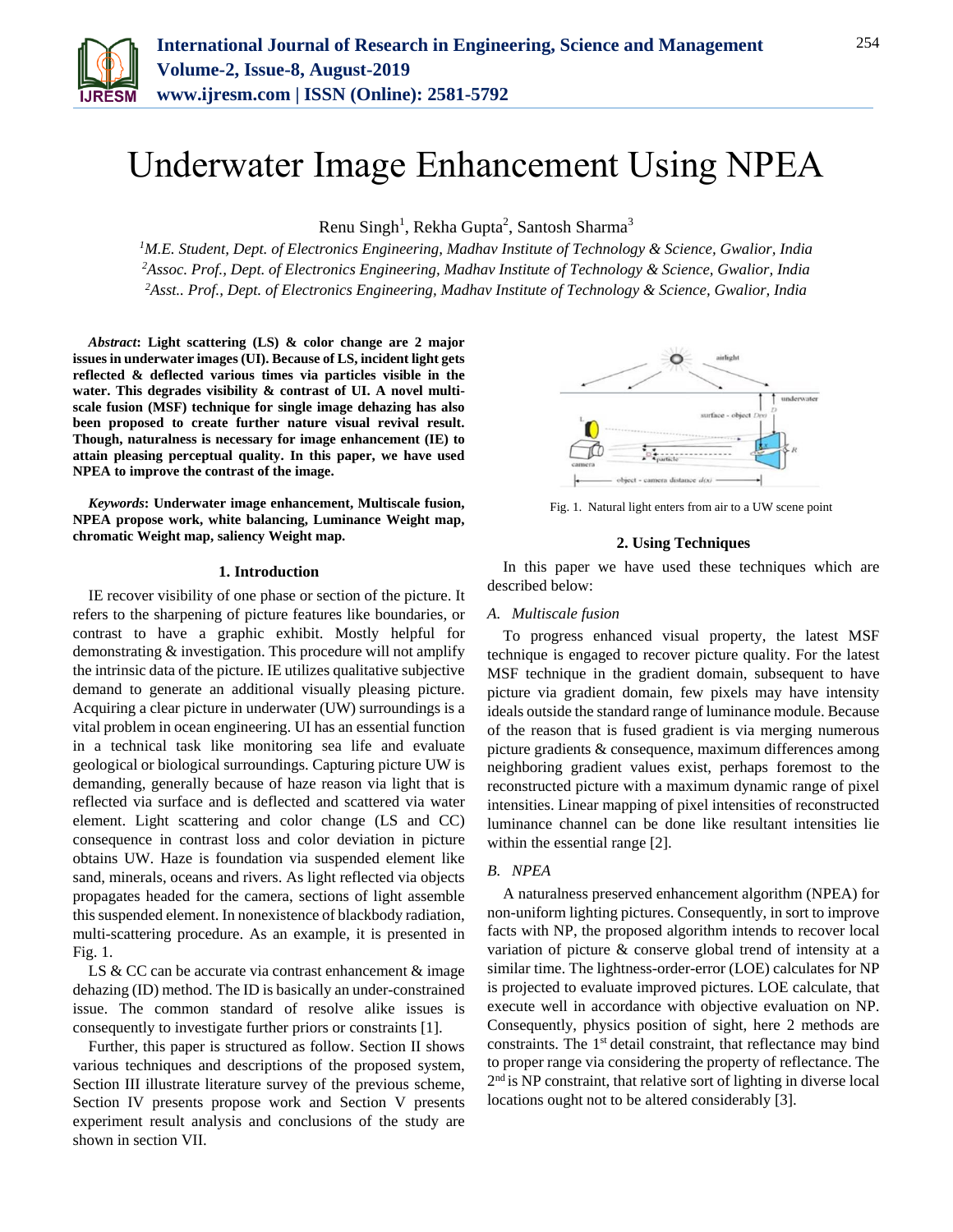# Underwater Image Enhancement Using NPEA

Renu Singh[1], Rekha Gupta[2], Santosh Sharma[3]

[1]*M.E. Student, Dept. of Electronics Engineering, Madhav Institute of Technology & Science, Gwalior, India*
[2]*Assoc. Prof., Dept. of Electronics Engineering, Madhav Institute of Technology & Science, Gwalior, India*
[2]*Asst.. Prof., Dept. of Electronics Engineering, Madhav Institute of Technology & Science, Gwalior, India*

***Abstract*: Light scattering (LS) & color change are 2 major issues in underwater images (UI). Because of LS, incident light gets reflected & deflected various times via particles visible in the water. This degrades visibility & contrast of UI. A novel multi-scale fusion (MSF) technique for single image dehazing has also been proposed to create further nature visual revival result. Though, naturalness is necessary for image enhancement (IE) to attain pleasing perceptual quality. In this paper, we have used NPEA to improve the contrast of the image.**

***Keywords*: Underwater image enhancement, Multiscale fusion, NPEA propose work, white balancing, Luminance Weight map, chromatic Weight map, saliency Weight map.**

## 1. Introduction

IE recover visibility of one phase or section of the picture. It refers to the sharpening of picture features like boundaries, or contrast to have a graphic exhibit. Mostly helpful for demonstrating & investigation. This procedure will not amplify the intrinsic data of the picture. IE utilizes qualitative subjective demand to generate an additional visually pleasing picture. Acquiring a clear picture in underwater (UW) surroundings is a vital problem in ocean engineering. UI has an essential function in a technical task like monitoring sea life and evaluate geological or biological surroundings. Capturing picture UW is demanding, generally because of haze reason via light that is reflected via surface and is deflected and scattered via water element. Light scattering and color change (LS and CC) consequence in contrast loss and color deviation in picture obtains UW. Haze is foundation via suspended element like sand, minerals, oceans and rivers. As light reflected via objects propagates headed for the camera, sections of light assemble this suspended element. In nonexistence of blackbody radiation, multi-scattering procedure. As an example, it is presented in Fig. 1.

Fig. 1. Natural light enters from air to a UW scene point

LS & CC can be accurate via contrast enhancement & image dehazing (ID) method. The ID is basically an under-constrained issue. The common standard of resolve alike issues is consequently to investigate further priors or constraints [1].

Further, this paper is structured as follow. Section II shows various techniques and descriptions of the proposed system, Section III illustrate literature survey of the previous scheme, Section IV presents propose work and Section V presents experiment result analysis and conclusions of the study are shown in section VII.

## 2. Using Techniques

In this paper we have used these techniques which are described below:

### *A. Multiscale fusion*

To progress enhanced visual property, the latest MSF technique is engaged to recover picture quality. For the latest MSF technique in the gradient domain, subsequent to have picture via gradient domain, few pixels may have intensity ideals outside the standard range of luminance module. Because of the reason that is fused gradient is via merging numerous picture gradients & consequence, maximum differences among neighboring gradient values exist, perhaps foremost to the reconstructed picture with a maximum dynamic range of pixel intensities. Linear mapping of pixel intensities of reconstructed luminance channel can be done like resultant intensities lie within the essential range [2].

### *B. NPEA*

A naturalness preserved enhancement algorithm (NPEA) for non-uniform lighting pictures. Consequently, in sort to improve facts with NP, the proposed algorithm intends to recover local variation of picture & conserve global trend of intensity at a similar time. The lightness-order-error (LOE) calculates for NP is projected to evaluate improved pictures. LOE calculate, that execute well in accordance with objective evaluation on NP. Consequently, physics position of sight, here 2 methods are constraints. The 1st detail constraint, that reflectance may bind to proper range via considering the property of reflectance. The 2nd is NP constraint, that relative sort of lighting in diverse local locations ought not to be altered considerably [3].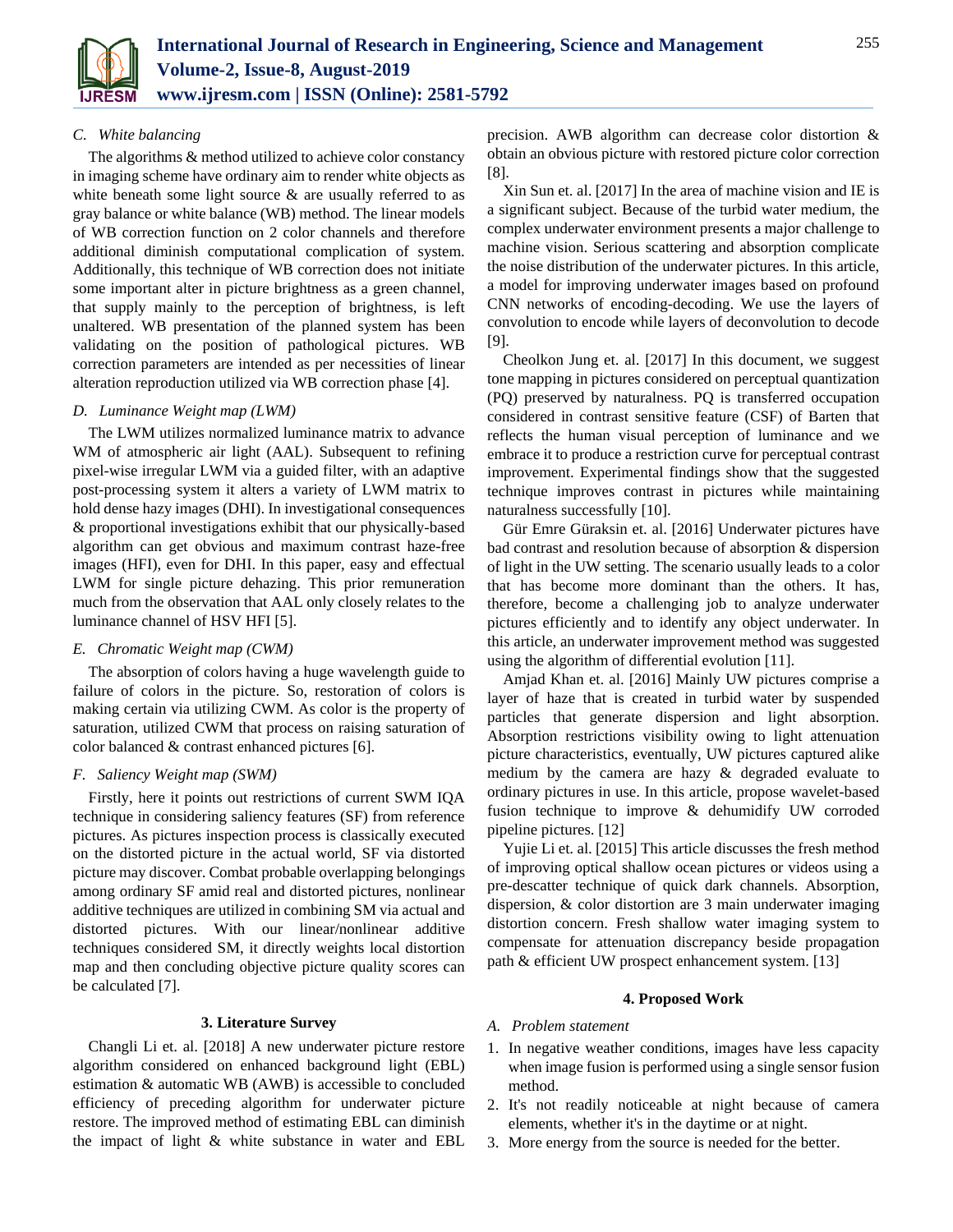### C. White balancing

The algorithms & method utilized to achieve color constancy in imaging scheme have ordinary aim to render white objects as white beneath some light source & are usually referred to as gray balance or white balance (WB) method. The linear models of WB correction function on 2 color channels and therefore additional diminish computational complication of system. Additionally, this technique of WB correction does not initiate some important alter in picture brightness as a green channel, that supply mainly to the perception of brightness, is left unaltered. WB presentation of the planned system has been validating on the position of pathological pictures. WB correction parameters are intended as per necessities of linear alteration reproduction utilized via WB correction phase [4].

### D. Luminance Weight map (LWM)

The LWM utilizes normalized luminance matrix to advance WM of atmospheric air light (AAL). Subsequent to refining pixel-wise irregular LWM via a guided filter, with an adaptive post-processing system it alters a variety of LWM matrix to hold dense hazy images (DHI). In investigational consequences & proportional investigations exhibit that our physically-based algorithm can get obvious and maximum contrast haze-free images (HFI), even for DHI. In this paper, easy and effectual LWM for single picture dehazing. This prior remuneration much from the observation that AAL only closely relates to the luminance channel of HSV HFI [5].

### E. Chromatic Weight map (CWM)

The absorption of colors having a huge wavelength guide to failure of colors in the picture. So, restoration of colors is making certain via utilizing CWM. As color is the property of saturation, utilized CWM that process on raising saturation of color balanced & contrast enhanced pictures [6].

### F. Saliency Weight map (SWM)

Firstly, here it points out restrictions of current SWM IQA technique in considering saliency features (SF) from reference pictures. As pictures inspection process is classically executed on the distorted picture in the actual world, SF via distorted picture may discover. Combat probable overlapping belongings among ordinary SF amid real and distorted pictures, nonlinear additive techniques are utilized in combining SM via actual and distorted pictures. With our linear/nonlinear additive techniques considered SM, it directly weights local distortion map and then concluding objective picture quality scores can be calculated [7].

## 3. Literature Survey

Changli Li et. al. [2018] A new underwater picture restore algorithm considered on enhanced background light (EBL) estimation & automatic WB (AWB) is accessible to concluded efficiency of preceding algorithm for underwater picture restore. The improved method of estimating EBL can diminish the impact of light & white substance in water and EBL precision. AWB algorithm can decrease color distortion & obtain an obvious picture with restored picture color correction [8].

Xin Sun et. al. [2017] In the area of machine vision and IE is a significant subject. Because of the turbid water medium, the complex underwater environment presents a major challenge to machine vision. Serious scattering and absorption complicate the noise distribution of the underwater pictures. In this article, a model for improving underwater images based on profound CNN networks of encoding-decoding. We use the layers of convolution to encode while layers of deconvolution to decode [9].

Cheolkon Jung et. al. [2017] In this document, we suggest tone mapping in pictures considered on perceptual quantization (PQ) preserved by naturalness. PQ is transferred occupation considered in contrast sensitive feature (CSF) of Barten that reflects the human visual perception of luminance and we embrace it to produce a restriction curve for perceptual contrast improvement. Experimental findings show that the suggested technique improves contrast in pictures while maintaining naturalness successfully [10].

Gür Emre Güraksin et. al. [2016] Underwater pictures have bad contrast and resolution because of absorption & dispersion of light in the UW setting. The scenario usually leads to a color that has become more dominant than the others. It has, therefore, become a challenging job to analyze underwater pictures efficiently and to identify any object underwater. In this article, an underwater improvement method was suggested using the algorithm of differential evolution [11].

Amjad Khan et. al. [2016] Mainly UW pictures comprise a layer of haze that is created in turbid water by suspended particles that generate dispersion and light absorption. Absorption restrictions visibility owing to light attenuation picture characteristics, eventually, UW pictures captured alike medium by the camera are hazy & degraded evaluate to ordinary pictures in use. In this article, propose wavelet-based fusion technique to improve & dehumidify UW corroded pipeline pictures. [12]

Yujie Li et. al. [2015] This article discusses the fresh method of improving optical shallow ocean pictures or videos using a pre-descatter technique of quick dark channels. Absorption, dispersion, & color distortion are 3 main underwater imaging distortion concern. Fresh shallow water imaging system to compensate for attenuation discrepancy beside propagation path & efficient UW prospect enhancement system. [13]

## 4. Proposed Work

### A. Problem statement

1. In negative weather conditions, images have less capacity when image fusion is performed using a single sensor fusion method.
2. It's not readily noticeable at night because of camera elements, whether it's in the daytime or at night.
3. More energy from the source is needed for the better.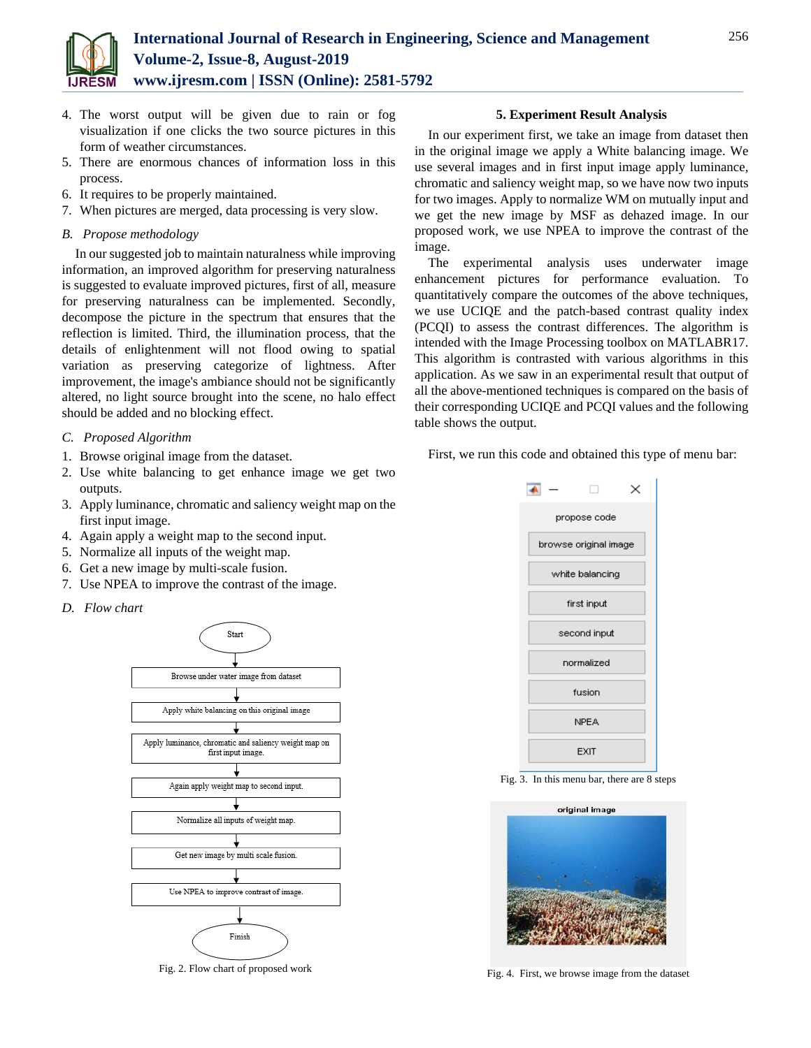4. The worst output will be given due to rain or fog visualization if one clicks the two source pictures in this form of weather circumstances.
5. There are enormous chances of information loss in this process.
6. It requires to be properly maintained.
7. When pictures are merged, data processing is very slow.

### *B. Propose methodology*

In our suggested job to maintain naturalness while improving information, an improved algorithm for preserving naturalness is suggested to evaluate improved pictures, first of all, measure for preserving naturalness can be implemented. Secondly, decompose the picture in the spectrum that ensures that the reflection is limited. Third, the illumination process, that the details of enlightenment will not flood owing to spatial variation as preserving categorize of lightness. After improvement, the image's ambiance should not be significantly altered, no light source brought into the scene, no halo effect should be added and no blocking effect.

### *C. Proposed Algorithm*

1. Browse original image from the dataset.
2. Use white balancing to get enhance image we get two outputs.
3. Apply luminance, chromatic and saliency weight map on the first input image.
4. Again apply a weight map to the second input.
5. Normalize all inputs of the weight map.
6. Get a new image by multi-scale fusion.
7. Use NPEA to improve the contrast of the image.

### *D. Flow chart*

Start → Browse under water image from dataset → Apply white balancing on this original image → Apply luminance, chromatic and saliency weight map on first input image. → Again apply weight map to second input. → Normalize all inputs of weight map. → Get new image by multi scale fusion. → Use NPEA to improve contrast of image. → Finish

Fig. 2. Flow chart of proposed work

## 5. Experiment Result Analysis

In our experiment first, we take an image from dataset then in the original image we apply a White balancing image. We use several images and in first input image apply luminance, chromatic and saliency weight map, so we have now two inputs for two images. Apply to normalize WM on mutually input and we get the new image by MSF as dehazed image. In our proposed work, we use NPEA to improve the contrast of the image.

The experimental analysis uses underwater image enhancement pictures for performance evaluation. To quantitatively compare the outcomes of the above techniques, we use UCIQE and the patch-based contrast quality index (PCQI) to assess the contrast differences. The algorithm is intended with the Image Processing toolbox on MATLABR17. This algorithm is contrasted with various algorithms in this application. As we saw in an experimental result that output of all the above-mentioned techniques is compared on the basis of their corresponding UCIQE and PCQI values and the following table shows the output.

First, we run this code and obtained this type of menu bar:

propose code | browse original image | white balancing | first input | second input | normalized | fusion | NPEA | EXIT

Fig. 3. In this menu bar, there are 8 steps

original image

Fig. 4. First, we browse image from the dataset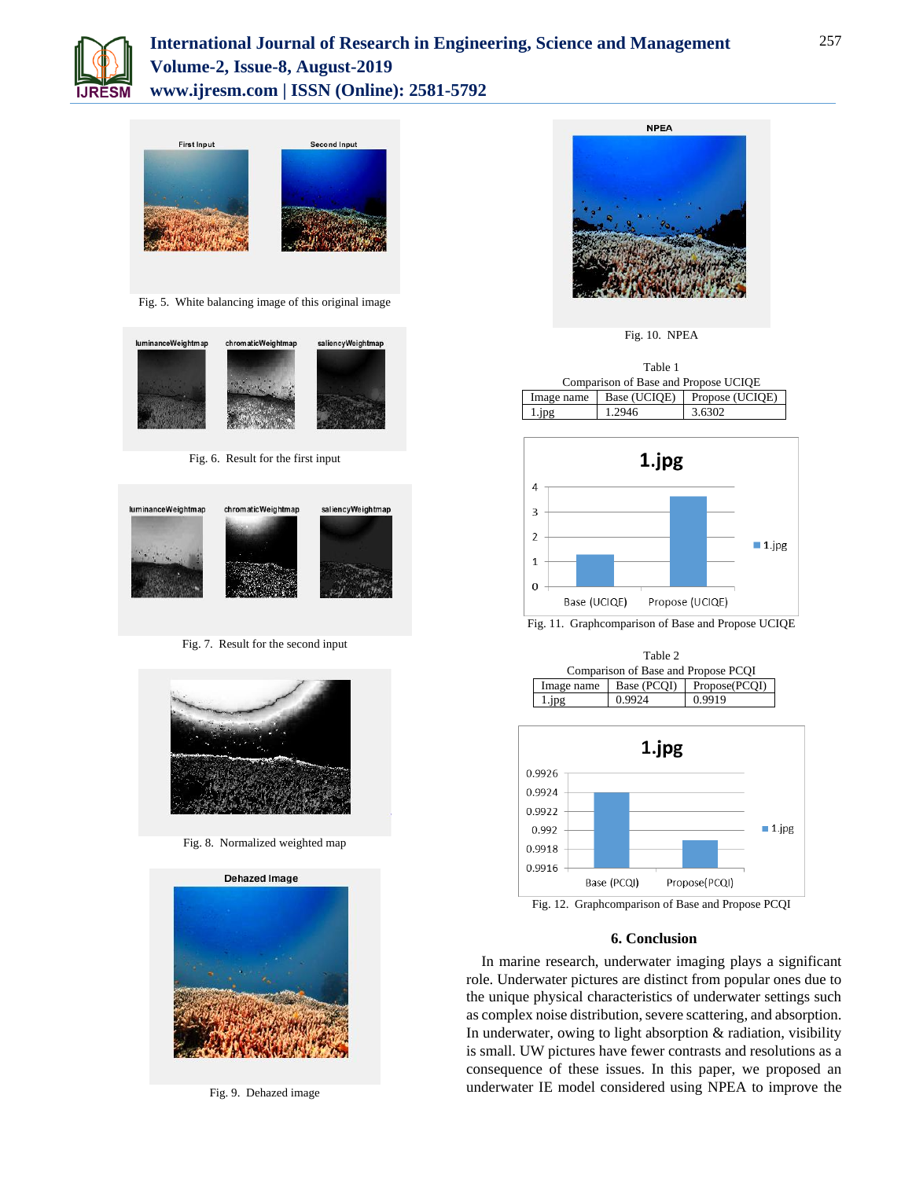Fig. 5. White balancing image of this original image

Fig. 6. Result for the first input

Fig. 7. Result for the second input

Fig. 8. Normalized weighted map

Fig. 9. Dehazed image

Fig. 10. NPEA

Table 1
Comparison of Base and Propose UCIQE

| Image name | Base (UCIQE) | Propose (UCIQE) |
|---|---|---|
| 1.jpg | 1.2946 | 3.6302 |

Fig. 11. Graphcomparison of Base and Propose UCIQE

Table 2
Comparison of Base and Propose PCQI

| Image name | Base (PCQI) | Propose(PCQI) |
|---|---|---|
| 1.jpg | 0.9924 | 0.9919 |

Fig. 12. Graphcomparison of Base and Propose PCQI

## 6. Conclusion

In marine research, underwater imaging plays a significant role. Underwater pictures are distinct from popular ones due to the unique physical characteristics of underwater settings such as complex noise distribution, severe scattering, and absorption. In underwater, owing to light absorption & radiation, visibility is small. UW pictures have fewer contrasts and resolutions as a consequence of these issues. In this paper, we proposed an underwater IE model considered using NPEA to improve the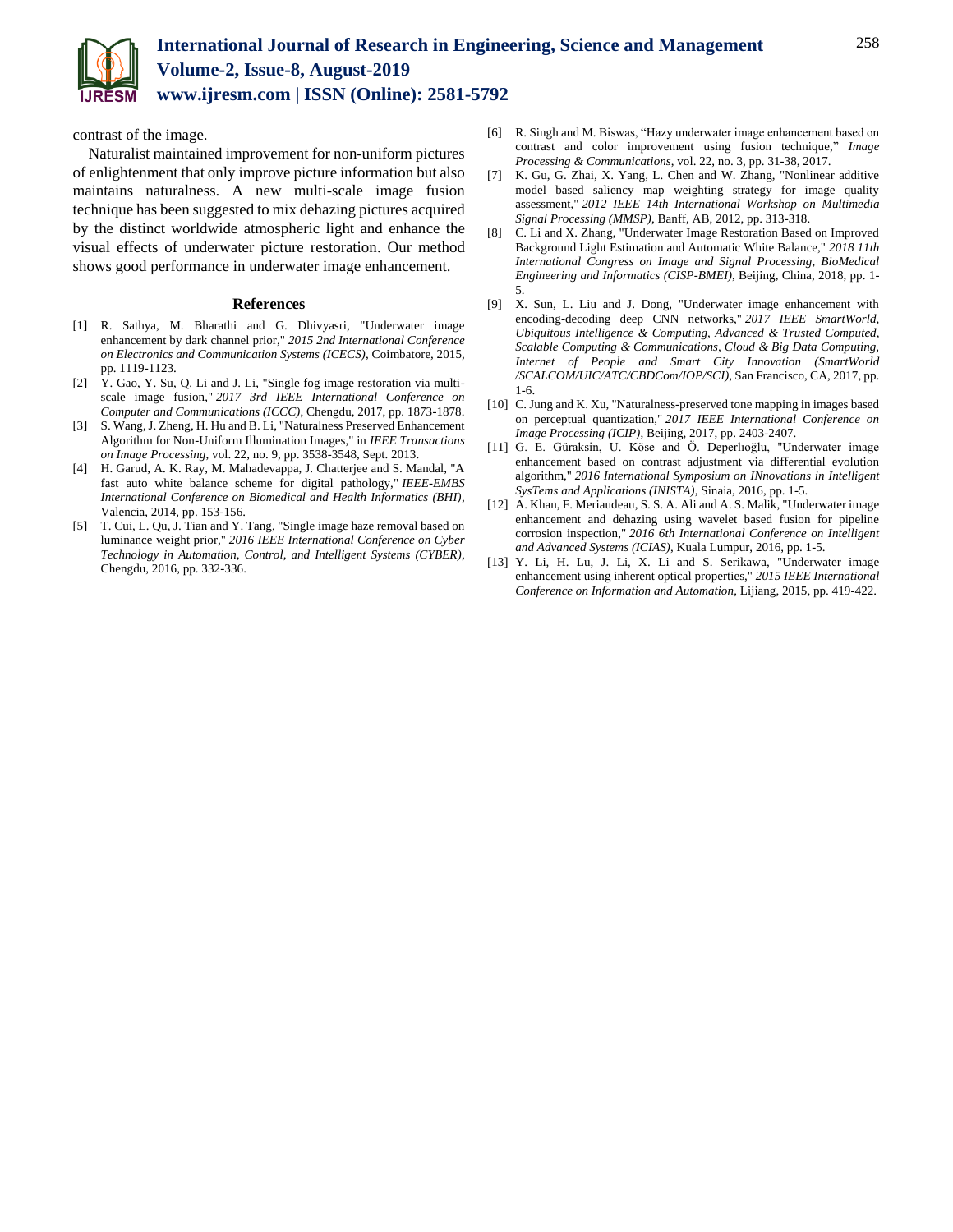contrast of the image.

Naturalist maintained improvement for non-uniform pictures of enlightenment that only improve picture information but also maintains naturalness. A new multi-scale image fusion technique has been suggested to mix dehazing pictures acquired by the distinct worldwide atmospheric light and enhance the visual effects of underwater picture restoration. Our method shows good performance in underwater image enhancement.

## References

[1] R. Sathya, M. Bharathi and G. Dhivyasri, "Underwater image enhancement by dark channel prior," *2015 2nd International Conference on Electronics and Communication Systems (ICECS)*, Coimbatore, 2015, pp. 1119-1123.

[2] Y. Gao, Y. Su, Q. Li and J. Li, "Single fog image restoration via multi-scale image fusion," *2017 3rd IEEE International Conference on Computer and Communications (ICCC)*, Chengdu, 2017, pp. 1873-1878.

[3] S. Wang, J. Zheng, H. Hu and B. Li, "Naturalness Preserved Enhancement Algorithm for Non-Uniform Illumination Images," in *IEEE Transactions on Image Processing*, vol. 22, no. 9, pp. 3538-3548, Sept. 2013.

[4] H. Garud, A. K. Ray, M. Mahadevappa, J. Chatterjee and S. Mandal, "A fast auto white balance scheme for digital pathology," *IEEE-EMBS International Conference on Biomedical and Health Informatics (BHI)*, Valencia, 2014, pp. 153-156.

[5] T. Cui, L. Qu, J. Tian and Y. Tang, "Single image haze removal based on luminance weight prior," *2016 IEEE International Conference on Cyber Technology in Automation, Control, and Intelligent Systems (CYBER)*, Chengdu, 2016, pp. 332-336.

[6] R. Singh and M. Biswas, "Hazy underwater image enhancement based on contrast and color improvement using fusion technique," *Image Processing & Communications*, vol. 22, no. 3, pp. 31-38, 2017.

[7] K. Gu, G. Zhai, X. Yang, L. Chen and W. Zhang, "Nonlinear additive model based saliency map weighting strategy for image quality assessment," *2012 IEEE 14th International Workshop on Multimedia Signal Processing (MMSP)*, Banff, AB, 2012, pp. 313-318.

[8] C. Li and X. Zhang, "Underwater Image Restoration Based on Improved Background Light Estimation and Automatic White Balance," *2018 11th International Congress on Image and Signal Processing, BioMedical Engineering and Informatics (CISP-BMEI)*, Beijing, China, 2018, pp. 1-5.

[9] X. Sun, L. Liu and J. Dong, "Underwater image enhancement with encoding-decoding deep CNN networks," *2017 IEEE SmartWorld, Ubiquitous Intelligence & Computing, Advanced & Trusted Computed, Scalable Computing & Communications, Cloud & Big Data Computing, Internet of People and Smart City Innovation (SmartWorld /SCALCOM/UIC/ATC/CBDCom/IOP/SCI)*, San Francisco, CA, 2017, pp. 1-6.

[10] C. Jung and K. Xu, "Naturalness-preserved tone mapping in images based on perceptual quantization," *2017 IEEE International Conference on Image Processing (ICIP)*, Beijing, 2017, pp. 2403-2407.

[11] G. E. Güraksin, U. Köse and Ö. Deperlıoğlu, "Underwater image enhancement based on contrast adjustment via differential evolution algorithm," *2016 International Symposium on INnovations in Intelligent SysTems and Applications (INISTA)*, Sinaia, 2016, pp. 1-5.

[12] A. Khan, F. Meriaudeau, S. S. A. Ali and A. S. Malik, "Underwater image enhancement and dehazing using wavelet based fusion for pipeline corrosion inspection," *2016 6th International Conference on Intelligent and Advanced Systems (ICIAS)*, Kuala Lumpur, 2016, pp. 1-5.

[13] Y. Li, H. Lu, J. Li, X. Li and S. Serikawa, "Underwater image enhancement using inherent optical properties," *2015 IEEE International Conference on Information and Automation*, Lijiang, 2015, pp. 419-422.